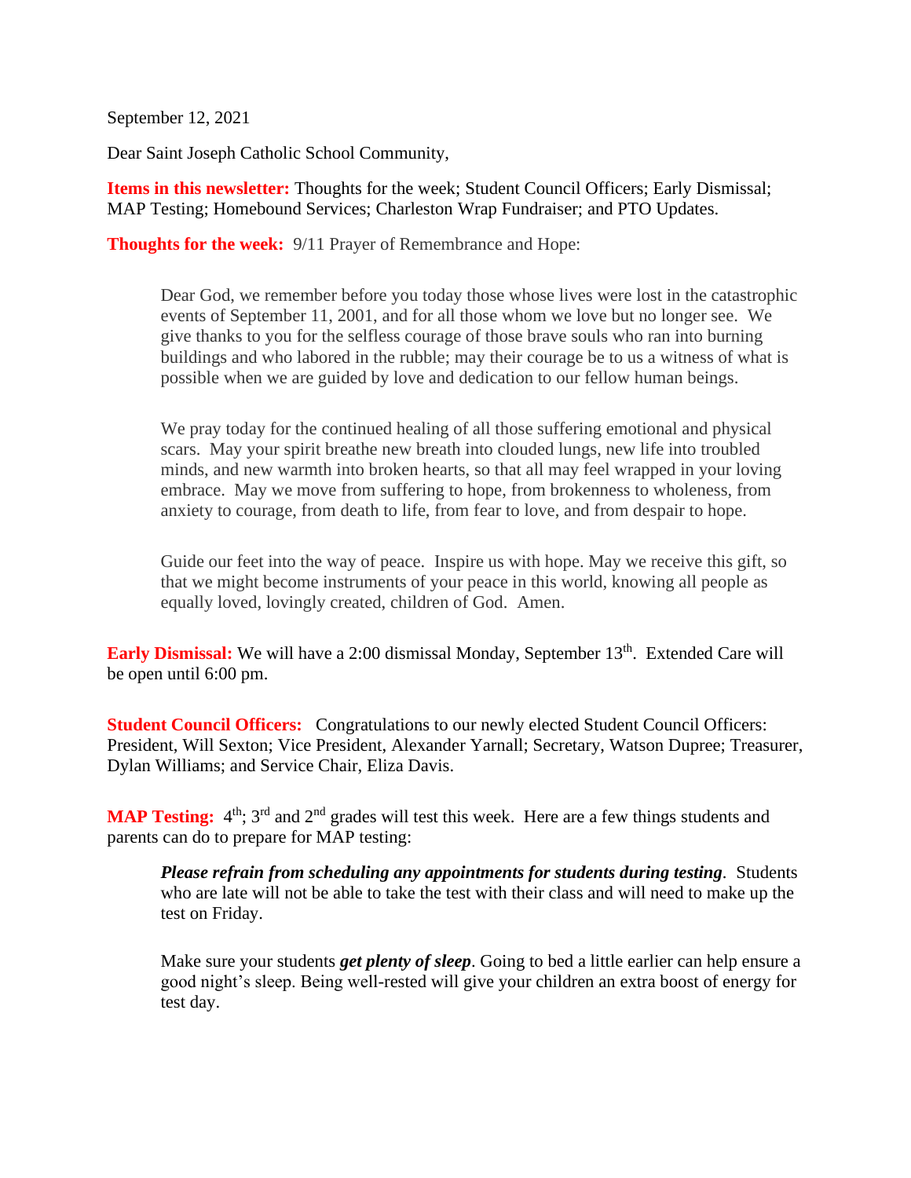September 12, 2021

Dear Saint Joseph Catholic School Community,

**Items in this newsletter:** Thoughts for the week; Student Council Officers; Early Dismissal; MAP Testing; Homebound Services; Charleston Wrap Fundraiser; and PTO Updates.

**Thoughts for the week:** 9/11 Prayer of Remembrance and Hope:

> Dear God, we remember before you today those whose lives were lost in the catastrophic events of September 11, 2001, and for all those whom we love but no longer see. We give thanks to you for the selfless courage of those brave souls who ran into burning buildings and who labored in the rubble; may their courage be to us a witness of what is possible when we are guided by love and dedication to our fellow human beings.
>
> We pray today for the continued healing of all those suffering emotional and physical scars. May your spirit breathe new breath into clouded lungs, new life into troubled minds, and new warmth into broken hearts, so that all may feel wrapped in your loving embrace. May we move from suffering to hope, from brokenness to wholeness, from anxiety to courage, from death to life, from fear to love, and from despair to hope.
>
> Guide our feet into the way of peace. Inspire us with hope. May we receive this gift, so that we might become instruments of your peace in this world, knowing all people as equally loved, lovingly created, children of God. Amen.

**Early Dismissal:** We will have a 2:00 dismissal Monday, September 13th. Extended Care will be open until 6:00 pm.

**Student Council Officers:** Congratulations to our newly elected Student Council Officers: President, Will Sexton; Vice President, Alexander Yarnall; Secretary, Watson Dupree; Treasurer, Dylan Williams; and Service Chair, Eliza Davis.

**MAP Testing:** 4th; 3rd and 2nd grades will test this week. Here are a few things students and parents can do to prepare for MAP testing:

> ***Please refrain from scheduling any appointments for students during testing***. Students who are late will not be able to take the test with their class and will need to make up the test on Friday.
>
> Make sure your students ***get plenty of sleep***. Going to bed a little earlier can help ensure a good night's sleep. Being well-rested will give your children an extra boost of energy for test day.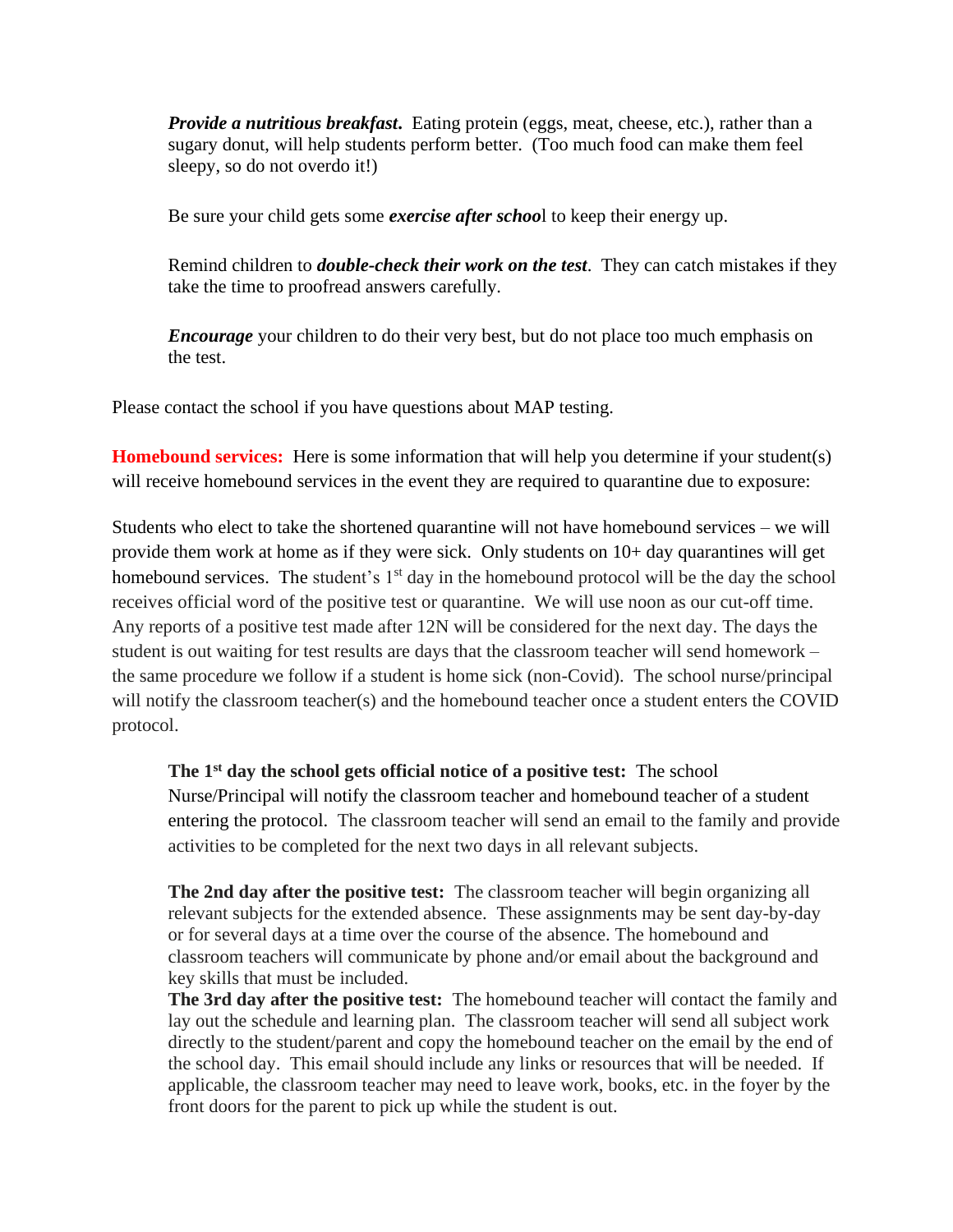***Provide a nutritious breakfast.*** Eating protein (eggs, meat, cheese, etc.), rather than a sugary donut, will help students perform better. (Too much food can make them feel sleepy, so do not overdo it!)

Be sure your child gets some ***exercise after schoo***l to keep their energy up.

Remind children to ***double-check their work on the test***. They can catch mistakes if they take the time to proofread answers carefully.

***Encourage*** your children to do their very best, but do not place too much emphasis on the test.

Please contact the school if you have questions about MAP testing.

**Homebound services:** Here is some information that will help you determine if your student(s) will receive homebound services in the event they are required to quarantine due to exposure:

Students who elect to take the shortened quarantine will not have homebound services – we will provide them work at home as if they were sick. Only students on 10+ day quarantines will get homebound services. The student's 1st day in the homebound protocol will be the day the school receives official word of the positive test or quarantine. We will use noon as our cut-off time. Any reports of a positive test made after 12N will be considered for the next day. The days the student is out waiting for test results are days that the classroom teacher will send homework – the same procedure we follow if a student is home sick (non-Covid). The school nurse/principal will notify the classroom teacher(s) and the homebound teacher once a student enters the COVID protocol.

**The 1st day the school gets official notice of a positive test:** The school Nurse/Principal will notify the classroom teacher and homebound teacher of a student entering the protocol. The classroom teacher will send an email to the family and provide activities to be completed for the next two days in all relevant subjects.

**The 2nd day after the positive test:** The classroom teacher will begin organizing all relevant subjects for the extended absence. These assignments may be sent day-by-day or for several days at a time over the course of the absence. The homebound and classroom teachers will communicate by phone and/or email about the background and key skills that must be included.

**The 3rd day after the positive test:** The homebound teacher will contact the family and lay out the schedule and learning plan. The classroom teacher will send all subject work directly to the student/parent and copy the homebound teacher on the email by the end of the school day. This email should include any links or resources that will be needed. If applicable, the classroom teacher may need to leave work, books, etc. in the foyer by the front doors for the parent to pick up while the student is out.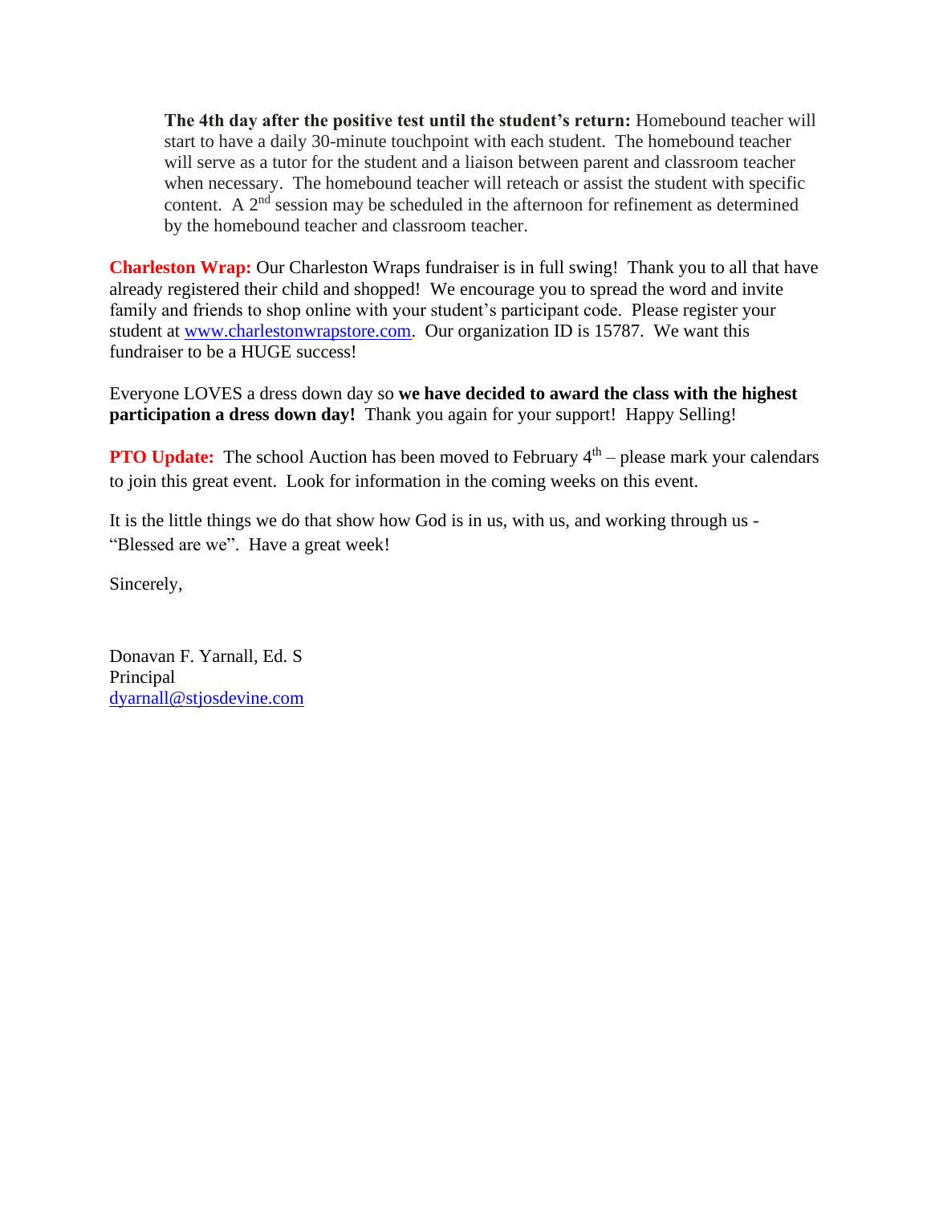**The 4th day after the positive test until the student's return:** Homebound teacher will start to have a daily 30-minute touchpoint with each student. The homebound teacher will serve as a tutor for the student and a liaison between parent and classroom teacher when necessary. The homebound teacher will reteach or assist the student with specific content. A 2nd session may be scheduled in the afternoon for refinement as determined by the homebound teacher and classroom teacher.

**Charleston Wrap:** Our Charleston Wraps fundraiser is in full swing! Thank you to all that have already registered their child and shopped! We encourage you to spread the word and invite family and friends to shop online with your student's participant code. Please register your student at [www.charlestonwrapstore.com](http://www.charlestonwrapstore.com). Our organization ID is 15787. We want this fundraiser to be a HUGE success!

Everyone LOVES a dress down day so **we have decided to award the class with the highest participation a dress down day!** Thank you again for your support! Happy Selling!

**PTO Update:** The school Auction has been moved to February 4th – please mark your calendars to join this great event. Look for information in the coming weeks on this event.

It is the little things we do that show how God is in us, with us, and working through us - "Blessed are we". Have a great week!

Sincerely,

Donavan F. Yarnall, Ed. S
Principal
[dyarnall@stjosdevine.com](mailto:dyarnall@stjosdevine.com)